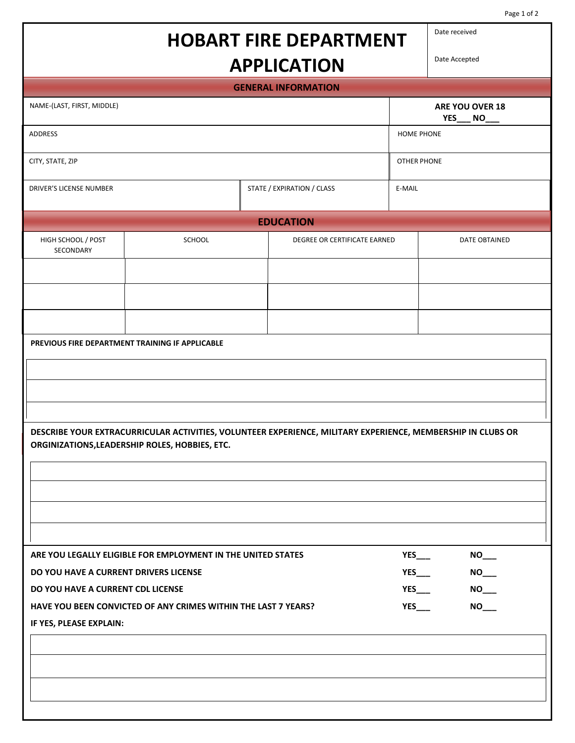# HOBART FIRE DEPARTMENT APPLICATION

Date received

Date Accepted

## GENERAL INFORMATION

| | |
|---|---|
| NAME-(LAST, FIRST, MIDDLE) | **ARE YOU OVER 18** **YES___ NO___** |
| ADDRESS | HOME PHONE |
| CITY, STATE, ZIP | OTHER PHONE |

| | | |
|---|---|---|
| DRIVER'S LICENSE NUMBER | STATE / EXPIRATION / CLASS | E-MAIL |

## EDUCATION

| HIGH SCHOOL / POST SECONDARY | SCHOOL | DEGREE OR CERTIFICATE EARNED | DATE OBTAINED |
|---|---|---|---|
| | | | |
| | | | |
| | | | |

**PREVIOUS FIRE DEPARTMENT TRAINING IF APPLICABLE**

**DESCRIBE YOUR EXTRACURRICULAR ACTIVITIES, VOLUNTEER EXPERIENCE, MILITARY EXPERIENCE, MEMBERSHIP IN CLUBS OR ORGINIZATIONS,LEADERSHIP ROLES, HOBBIES, ETC.**

| | | |
|---|---|---|
| **ARE YOU LEGALLY ELIGIBLE FOR EMPLOYMENT IN THE UNITED STATES** | **YES___** | **NO___** |
| **DO YOU HAVE A CURRENT DRIVERS LICENSE** | **YES___** | **NO___** |
| **DO YOU HAVE A CURRENT CDL LICENSE** | **YES___** | **NO___** |
| **HAVE YOU BEEN CONVICTED OF ANY CRIMES WITHIN THE LAST 7 YEARS?** | **YES___** | **NO___** |

**IF YES, PLEASE EXPLAIN:**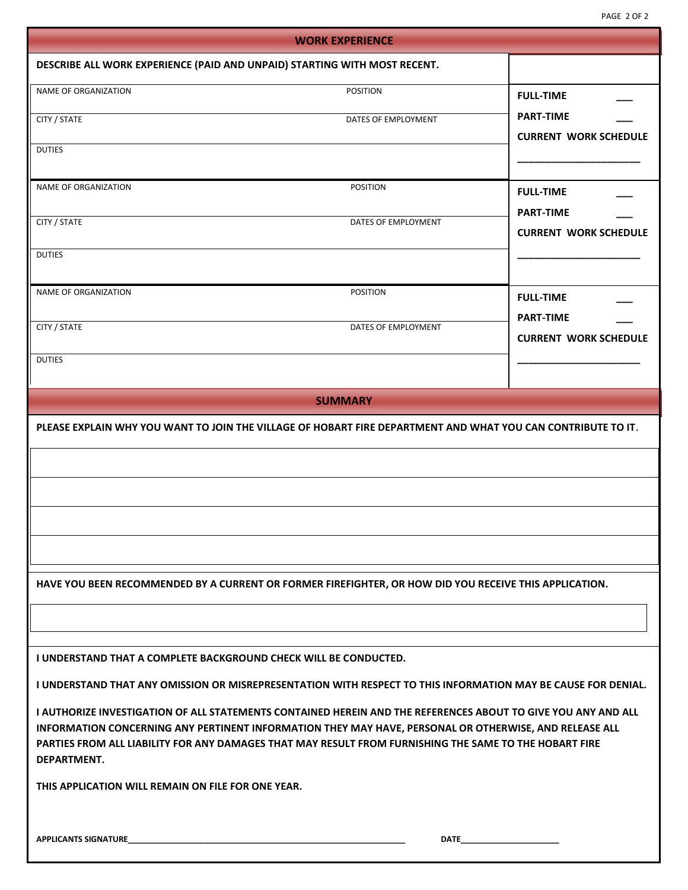## WORK EXPERIENCE

**DESCRIBE ALL WORK EXPERIENCE (PAID AND UNPAID) STARTING WITH MOST RECENT.**

| | | |
|---|---|---|
| NAME OF ORGANIZATION | POSITION | **FULL-TIME** ___ |
| CITY / STATE | DATES OF EMPLOYMENT | **PART-TIME** ___ **CURRENT WORK SCHEDULE** |
| DUTIES | | ______________________ |
| NAME OF ORGANIZATION | POSITION | **FULL-TIME** ___ |
| CITY / STATE | DATES OF EMPLOYMENT | **PART-TIME** ___ **CURRENT WORK SCHEDULE** |
| DUTIES | | ______________________ |
| NAME OF ORGANIZATION | POSITION | **FULL-TIME** ___ |
| CITY / STATE | DATES OF EMPLOYMENT | **PART-TIME** ___ **CURRENT WORK SCHEDULE** |
| DUTIES | | ______________________ |

## SUMMARY

**PLEASE EXPLAIN WHY YOU WANT TO JOIN THE VILLAGE OF HOBART FIRE DEPARTMENT AND WHAT YOU CAN CONTRIBUTE TO IT**.

**HAVE YOU BEEN RECOMMENDED BY A CURRENT OR FORMER FIREFIGHTER, OR HOW DID YOU RECEIVE THIS APPLICATION.**

**I UNDERSTAND THAT A COMPLETE BACKGROUND CHECK WILL BE CONDUCTED.**

**I UNDERSTAND THAT ANY OMISSION OR MISREPRESENTATION WITH RESPECT TO THIS INFORMATION MAY BE CAUSE FOR DENIAL.**

**I AUTHORIZE INVESTIGATION OF ALL STATEMENTS CONTAINED HEREIN AND THE REFERENCES ABOUT TO GIVE YOU ANY AND ALL INFORMATION CONCERNING ANY PERTINENT INFORMATION THEY MAY HAVE, PERSONAL OR OTHERWISE, AND RELEASE ALL PARTIES FROM ALL LIABILITY FOR ANY DAMAGES THAT MAY RESULT FROM FURNISHING THE SAME TO THE HOBART FIRE DEPARTMENT.**

**THIS APPLICATION WILL REMAIN ON FILE FOR ONE YEAR.**

**APPLICANTS SIGNATURE**_______________________________________________ **DATE**____________________